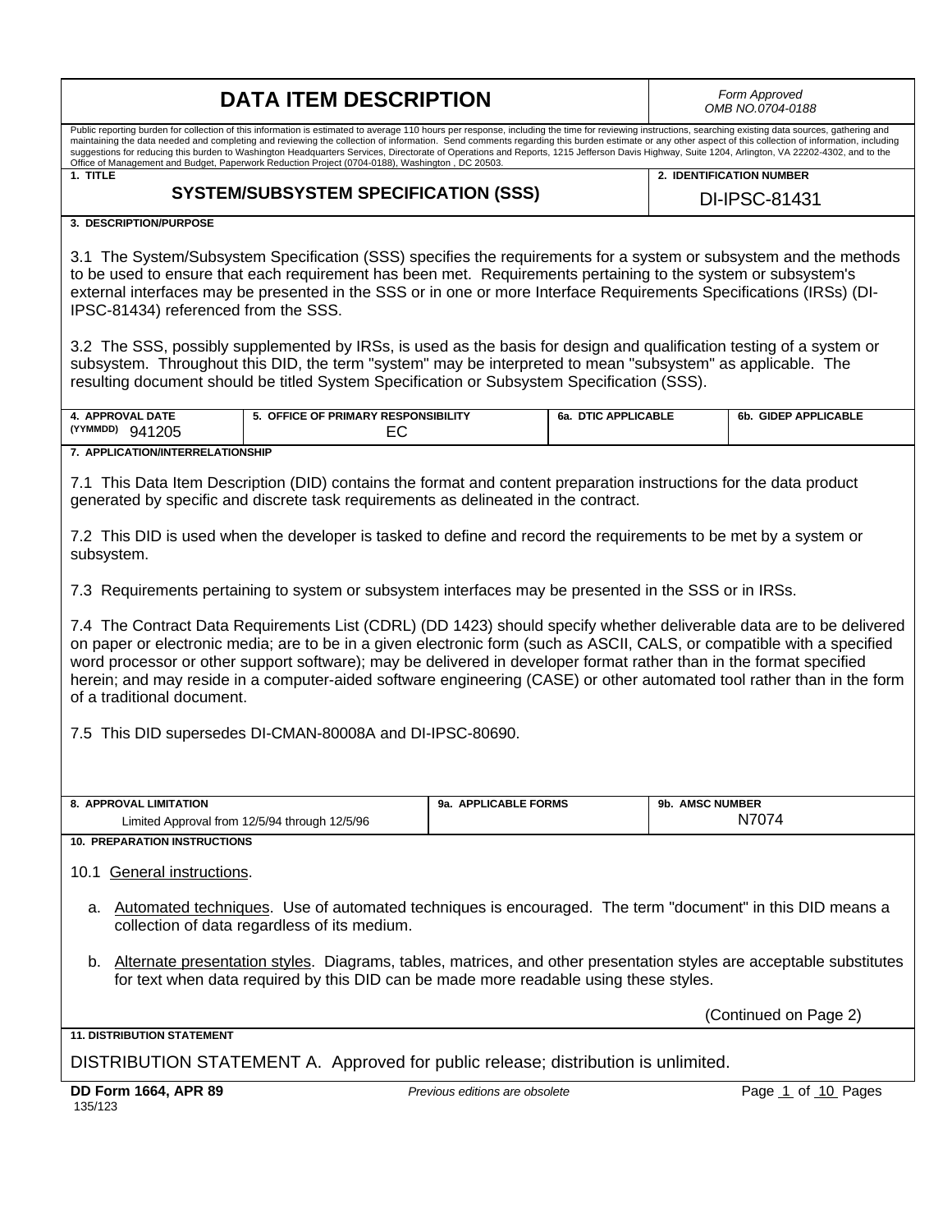# DATA ITEM DESCRIPTION

*Form Approved*
*OMB NO.0704-0188*

Public reporting burden for collection of this information is estimated to average 110 hours per response, including the time for reviewing instructions, searching existing data sources, gathering and maintaining the data needed and completing and reviewing the collection of information. Send comments regarding this burden estimate or any other aspect of this collection of information, including suggestions for reducing this burden to Washington Headquarters Services, Directorate of Operations and Reports, 1215 Jefferson Davis Highway, Suite 1204, Arlington, VA 22202-4302, and to the Office of Management and Budget, Paperwork Reduction Project (0704-0188), Washington , DC 20503.

| 1. TITLE | 2. IDENTIFICATION NUMBER |
|---|---|
| **SYSTEM/SUBSYSTEM SPECIFICATION (SSS)** | DI-IPSC-81431 |

**3. DESCRIPTION/PURPOSE**

3.1 The System/Subsystem Specification (SSS) specifies the requirements for a system or subsystem and the methods to be used to ensure that each requirement has been met. Requirements pertaining to the system or subsystem's external interfaces may be presented in the SSS or in one or more Interface Requirements Specifications (IRSs) (DI-IPSC-81434) referenced from the SSS.

3.2 The SSS, possibly supplemented by IRSs, is used as the basis for design and qualification testing of a system or subsystem. Throughout this DID, the term "system" may be interpreted to mean "subsystem" as applicable. The resulting document should be titled System Specification or Subsystem Specification (SSS).

| 4. APPROVAL DATE (YYMMDD) | 5. OFFICE OF PRIMARY RESPONSIBILITY | 6a. DTIC APPLICABLE | 6b. GIDEP APPLICABLE |
|---|---|---|---|
| 941205 | EC | | |

**7. APPLICATION/INTERRELATIONSHIP**

7.1 This Data Item Description (DID) contains the format and content preparation instructions for the data product generated by specific and discrete task requirements as delineated in the contract.

7.2 This DID is used when the developer is tasked to define and record the requirements to be met by a system or subsystem.

7.3 Requirements pertaining to system or subsystem interfaces may be presented in the SSS or in IRSs.

7.4 The Contract Data Requirements List (CDRL) (DD 1423) should specify whether deliverable data are to be delivered on paper or electronic media; are to be in a given electronic form (such as ASCII, CALS, or compatible with a specified word processor or other support software); may be delivered in developer format rather than in the format specified herein; and may reside in a computer-aided software engineering (CASE) or other automated tool rather than in the form of a traditional document.

7.5 This DID supersedes DI-CMAN-80008A and DI-IPSC-80690.

| 8. APPROVAL LIMITATION | 9a. APPLICABLE FORMS | 9b. AMSC NUMBER |
|---|---|---|
| Limited Approval from 12/5/94 through 12/5/96 | | N7074 |

**10. PREPARATION INSTRUCTIONS**

10.1 General instructions.

a. Automated techniques. Use of automated techniques is encouraged. The term "document" in this DID means a collection of data regardless of its medium.

b. Alternate presentation styles. Diagrams, tables, matrices, and other presentation styles are acceptable substitutes for text when data required by this DID can be made more readable using these styles.

(Continued on Page 2)

**11. DISTRIBUTION STATEMENT**

DISTRIBUTION STATEMENT A. Approved for public release; distribution is unlimited.

**DD Form 1664, APR 89** *Previous editions are obsolete*
135/123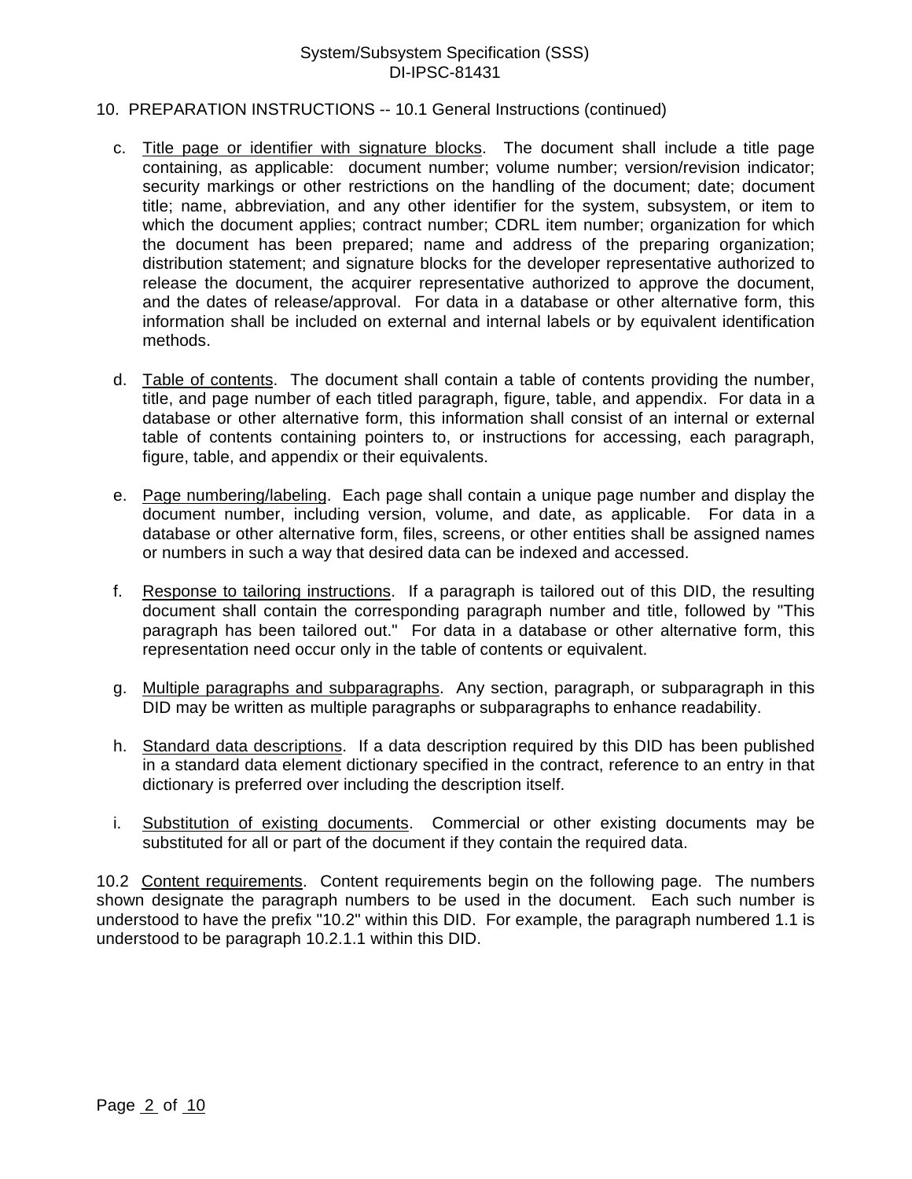10. PREPARATION INSTRUCTIONS -- 10.1 General Instructions (continued)

c. Title page or identifier with signature blocks. The document shall include a title page containing, as applicable: document number; volume number; version/revision indicator; security markings or other restrictions on the handling of the document; date; document title; name, abbreviation, and any other identifier for the system, subsystem, or item to which the document applies; contract number; CDRL item number; organization for which the document has been prepared; name and address of the preparing organization; distribution statement; and signature blocks for the developer representative authorized to release the document, the acquirer representative authorized to approve the document, and the dates of release/approval. For data in a database or other alternative form, this information shall be included on external and internal labels or by equivalent identification methods.

d. Table of contents. The document shall contain a table of contents providing the number, title, and page number of each titled paragraph, figure, table, and appendix. For data in a database or other alternative form, this information shall consist of an internal or external table of contents containing pointers to, or instructions for accessing, each paragraph, figure, table, and appendix or their equivalents.

e. Page numbering/labeling. Each page shall contain a unique page number and display the document number, including version, volume, and date, as applicable. For data in a database or other alternative form, files, screens, or other entities shall be assigned names or numbers in such a way that desired data can be indexed and accessed.

f. Response to tailoring instructions. If a paragraph is tailored out of this DID, the resulting document shall contain the corresponding paragraph number and title, followed by "This paragraph has been tailored out." For data in a database or other alternative form, this representation need occur only in the table of contents or equivalent.

g. Multiple paragraphs and subparagraphs. Any section, paragraph, or subparagraph in this DID may be written as multiple paragraphs or subparagraphs to enhance readability.

h. Standard data descriptions. If a data description required by this DID has been published in a standard data element dictionary specified in the contract, reference to an entry in that dictionary is preferred over including the description itself.

i. Substitution of existing documents. Commercial or other existing documents may be substituted for all or part of the document if they contain the required data.

10.2 Content requirements. Content requirements begin on the following page. The numbers shown designate the paragraph numbers to be used in the document. Each such number is understood to have the prefix "10.2" within this DID. For example, the paragraph numbered 1.1 is understood to be paragraph 10.2.1.1 within this DID.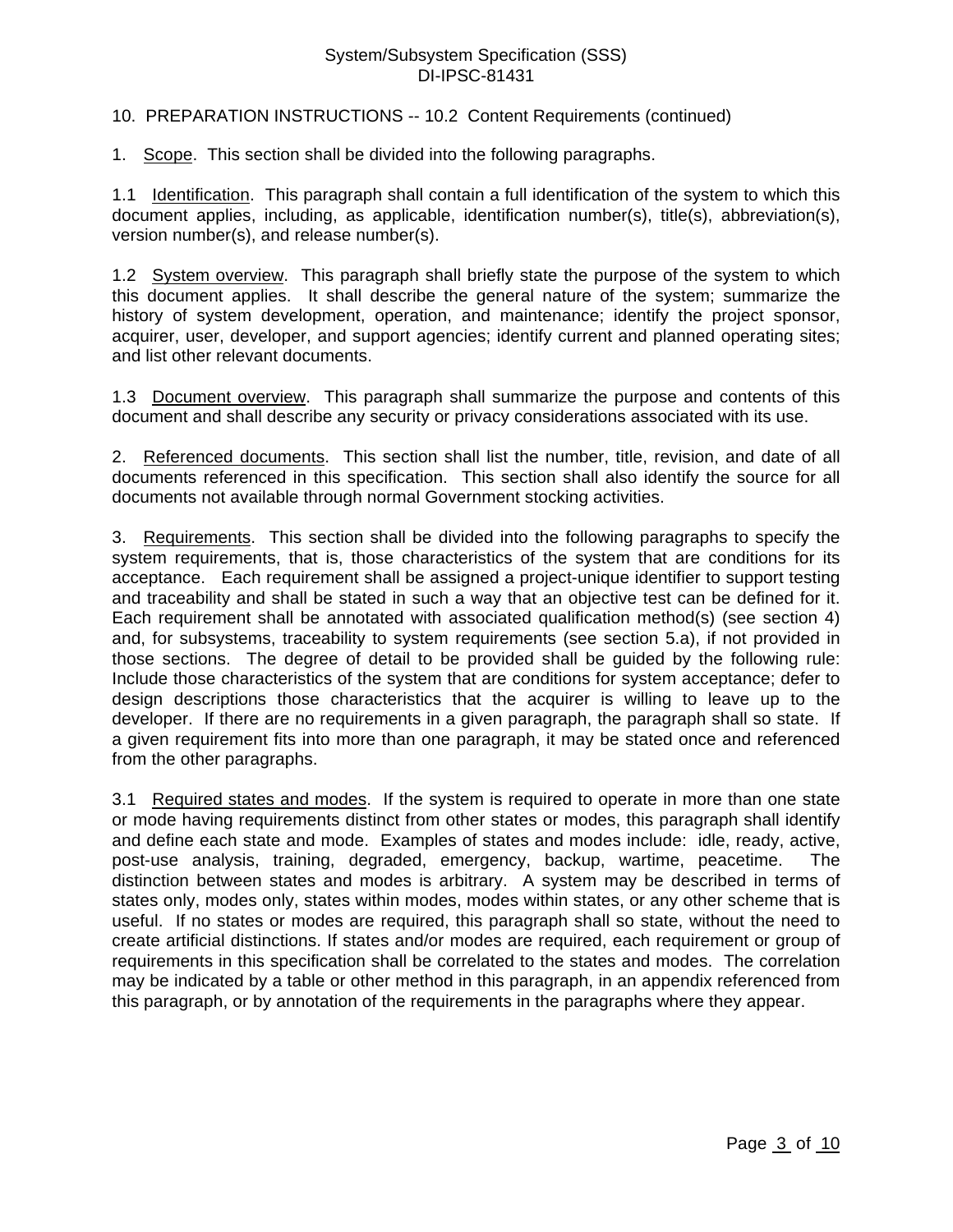10. PREPARATION INSTRUCTIONS -- 10.2 Content Requirements (continued)

1. Scope. This section shall be divided into the following paragraphs.

1.1 Identification. This paragraph shall contain a full identification of the system to which this document applies, including, as applicable, identification number(s), title(s), abbreviation(s), version number(s), and release number(s).

1.2 System overview. This paragraph shall briefly state the purpose of the system to which this document applies. It shall describe the general nature of the system; summarize the history of system development, operation, and maintenance; identify the project sponsor, acquirer, user, developer, and support agencies; identify current and planned operating sites; and list other relevant documents.

1.3 Document overview. This paragraph shall summarize the purpose and contents of this document and shall describe any security or privacy considerations associated with its use.

2. Referenced documents. This section shall list the number, title, revision, and date of all documents referenced in this specification. This section shall also identify the source for all documents not available through normal Government stocking activities.

3. Requirements. This section shall be divided into the following paragraphs to specify the system requirements, that is, those characteristics of the system that are conditions for its acceptance. Each requirement shall be assigned a project-unique identifier to support testing and traceability and shall be stated in such a way that an objective test can be defined for it. Each requirement shall be annotated with associated qualification method(s) (see section 4) and, for subsystems, traceability to system requirements (see section 5.a), if not provided in those sections. The degree of detail to be provided shall be guided by the following rule: Include those characteristics of the system that are conditions for system acceptance; defer to design descriptions those characteristics that the acquirer is willing to leave up to the developer. If there are no requirements in a given paragraph, the paragraph shall so state. If a given requirement fits into more than one paragraph, it may be stated once and referenced from the other paragraphs.

3.1 Required states and modes. If the system is required to operate in more than one state or mode having requirements distinct from other states or modes, this paragraph shall identify and define each state and mode. Examples of states and modes include: idle, ready, active, post-use analysis, training, degraded, emergency, backup, wartime, peacetime. The distinction between states and modes is arbitrary. A system may be described in terms of states only, modes only, states within modes, modes within states, or any other scheme that is useful. If no states or modes are required, this paragraph shall so state, without the need to create artificial distinctions. If states and/or modes are required, each requirement or group of requirements in this specification shall be correlated to the states and modes. The correlation may be indicated by a table or other method in this paragraph, in an appendix referenced from this paragraph, or by annotation of the requirements in the paragraphs where they appear.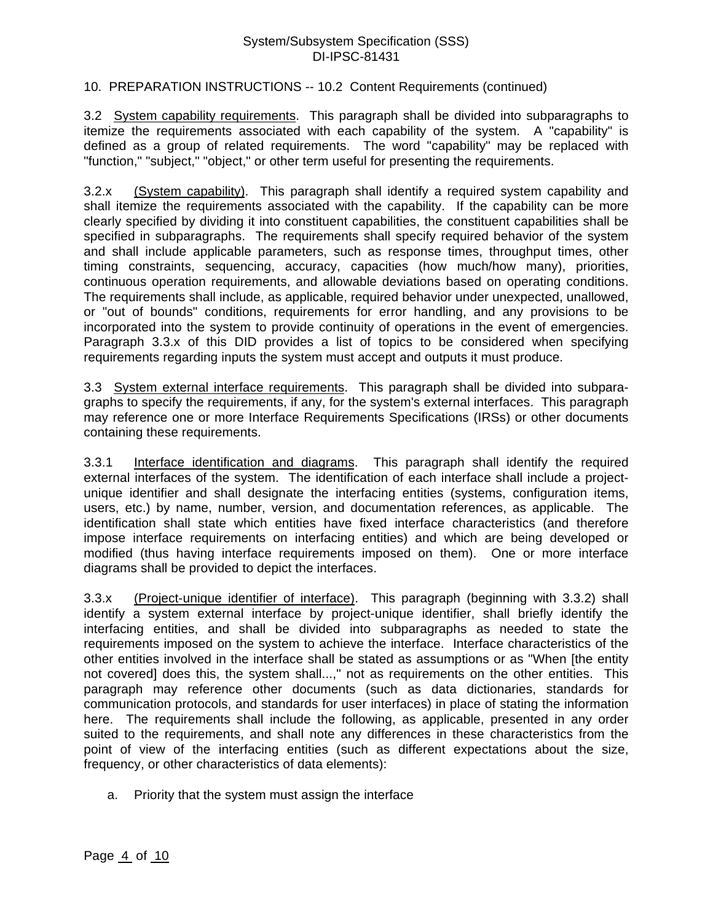10. PREPARATION INSTRUCTIONS -- 10.2 Content Requirements (continued)

3.2 System capability requirements. This paragraph shall be divided into subparagraphs to itemize the requirements associated with each capability of the system. A "capability" is defined as a group of related requirements. The word "capability" may be replaced with "function," "subject," "object," or other term useful for presenting the requirements.

3.2.x (System capability). This paragraph shall identify a required system capability and shall itemize the requirements associated with the capability. If the capability can be more clearly specified by dividing it into constituent capabilities, the constituent capabilities shall be specified in subparagraphs. The requirements shall specify required behavior of the system and shall include applicable parameters, such as response times, throughput times, other timing constraints, sequencing, accuracy, capacities (how much/how many), priorities, continuous operation requirements, and allowable deviations based on operating conditions. The requirements shall include, as applicable, required behavior under unexpected, unallowed, or "out of bounds" conditions, requirements for error handling, and any provisions to be incorporated into the system to provide continuity of operations in the event of emergencies. Paragraph 3.3.x of this DID provides a list of topics to be considered when specifying requirements regarding inputs the system must accept and outputs it must produce.

3.3 System external interface requirements. This paragraph shall be divided into subparagraphs to specify the requirements, if any, for the system's external interfaces. This paragraph may reference one or more Interface Requirements Specifications (IRSs) or other documents containing these requirements.

3.3.1 Interface identification and diagrams. This paragraph shall identify the required external interfaces of the system. The identification of each interface shall include a project-unique identifier and shall designate the interfacing entities (systems, configuration items, users, etc.) by name, number, version, and documentation references, as applicable. The identification shall state which entities have fixed interface characteristics (and therefore impose interface requirements on interfacing entities) and which are being developed or modified (thus having interface requirements imposed on them). One or more interface diagrams shall be provided to depict the interfaces.

3.3.x (Project-unique identifier of interface). This paragraph (beginning with 3.3.2) shall identify a system external interface by project-unique identifier, shall briefly identify the interfacing entities, and shall be divided into subparagraphs as needed to state the requirements imposed on the system to achieve the interface. Interface characteristics of the other entities involved in the interface shall be stated as assumptions or as "When [the entity not covered] does this, the system shall...," not as requirements on the other entities. This paragraph may reference other documents (such as data dictionaries, standards for communication protocols, and standards for user interfaces) in place of stating the information here. The requirements shall include the following, as applicable, presented in any order suited to the requirements, and shall note any differences in these characteristics from the point of view of the interfacing entities (such as different expectations about the size, frequency, or other characteristics of data elements):

a. Priority that the system must assign the interface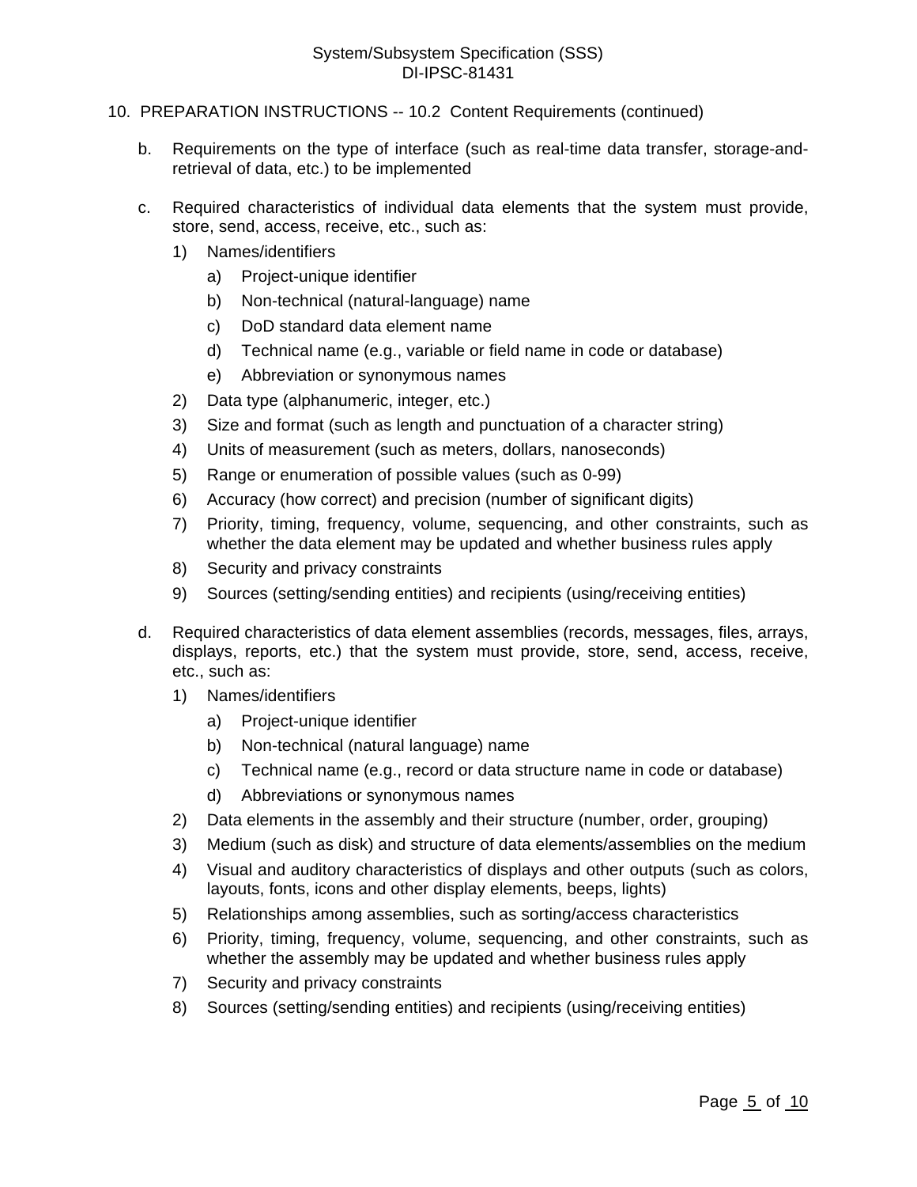10. PREPARATION INSTRUCTIONS -- 10.2 Content Requirements (continued)

b. Requirements on the type of interface (such as real-time data transfer, storage-and-retrieval of data, etc.) to be implemented

c. Required characteristics of individual data elements that the system must provide, store, send, access, receive, etc., such as:

   1) Names/identifiers

      a) Project-unique identifier

      b) Non-technical (natural-language) name

      c) DoD standard data element name

      d) Technical name (e.g., variable or field name in code or database)

      e) Abbreviation or synonymous names

   2) Data type (alphanumeric, integer, etc.)

   3) Size and format (such as length and punctuation of a character string)

   4) Units of measurement (such as meters, dollars, nanoseconds)

   5) Range or enumeration of possible values (such as 0-99)

   6) Accuracy (how correct) and precision (number of significant digits)

   7) Priority, timing, frequency, volume, sequencing, and other constraints, such as whether the data element may be updated and whether business rules apply

   8) Security and privacy constraints

   9) Sources (setting/sending entities) and recipients (using/receiving entities)

d. Required characteristics of data element assemblies (records, messages, files, arrays, displays, reports, etc.) that the system must provide, store, send, access, receive, etc., such as:

   1) Names/identifiers

      a) Project-unique identifier

      b) Non-technical (natural language) name

      c) Technical name (e.g., record or data structure name in code or database)

      d) Abbreviations or synonymous names

   2) Data elements in the assembly and their structure (number, order, grouping)

   3) Medium (such as disk) and structure of data elements/assemblies on the medium

   4) Visual and auditory characteristics of displays and other outputs (such as colors, layouts, fonts, icons and other display elements, beeps, lights)

   5) Relationships among assemblies, such as sorting/access characteristics

   6) Priority, timing, frequency, volume, sequencing, and other constraints, such as whether the assembly may be updated and whether business rules apply

   7) Security and privacy constraints

   8) Sources (setting/sending entities) and recipients (using/receiving entities)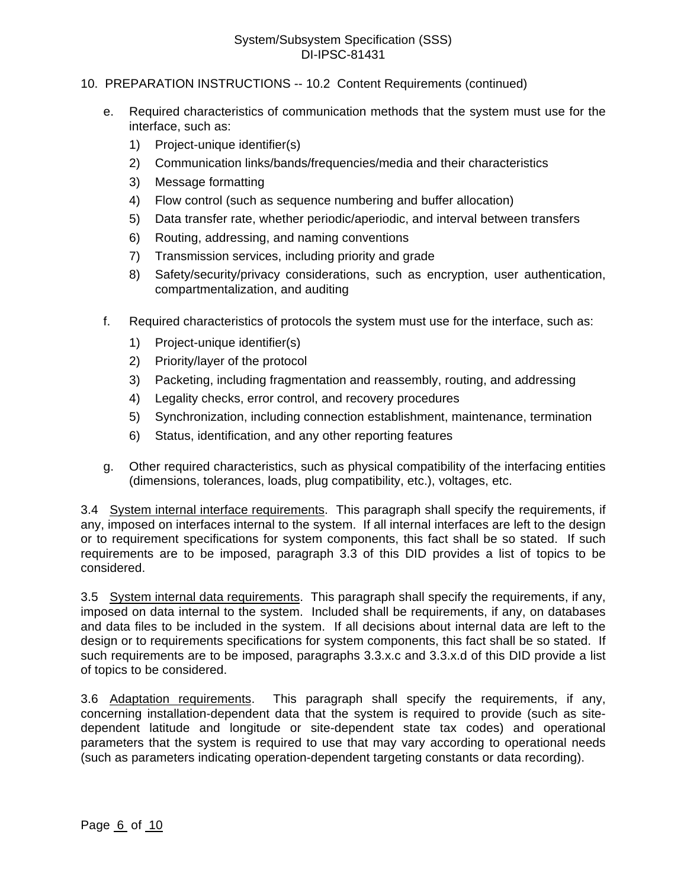10. PREPARATION INSTRUCTIONS -- 10.2 Content Requirements (continued)

e. Required characteristics of communication methods that the system must use for the interface, such as:
   1) Project-unique identifier(s)
   2) Communication links/bands/frequencies/media and their characteristics
   3) Message formatting
   4) Flow control (such as sequence numbering and buffer allocation)
   5) Data transfer rate, whether periodic/aperiodic, and interval between transfers
   6) Routing, addressing, and naming conventions
   7) Transmission services, including priority and grade
   8) Safety/security/privacy considerations, such as encryption, user authentication, compartmentalization, and auditing

f. Required characteristics of protocols the system must use for the interface, such as:
   1) Project-unique identifier(s)
   2) Priority/layer of the protocol
   3) Packeting, including fragmentation and reassembly, routing, and addressing
   4) Legality checks, error control, and recovery procedures
   5) Synchronization, including connection establishment, maintenance, termination
   6) Status, identification, and any other reporting features

g. Other required characteristics, such as physical compatibility of the interfacing entities (dimensions, tolerances, loads, plug compatibility, etc.), voltages, etc.

3.4 System internal interface requirements. This paragraph shall specify the requirements, if any, imposed on interfaces internal to the system. If all internal interfaces are left to the design or to requirement specifications for system components, this fact shall be so stated. If such requirements are to be imposed, paragraph 3.3 of this DID provides a list of topics to be considered.

3.5 System internal data requirements. This paragraph shall specify the requirements, if any, imposed on data internal to the system. Included shall be requirements, if any, on databases and data files to be included in the system. If all decisions about internal data are left to the design or to requirements specifications for system components, this fact shall be so stated. If such requirements are to be imposed, paragraphs 3.3.x.c and 3.3.x.d of this DID provide a list of topics to be considered.

3.6 Adaptation requirements. This paragraph shall specify the requirements, if any, concerning installation-dependent data that the system is required to provide (such as site-dependent latitude and longitude or site-dependent state tax codes) and operational parameters that the system is required to use that may vary according to operational needs (such as parameters indicating operation-dependent targeting constants or data recording).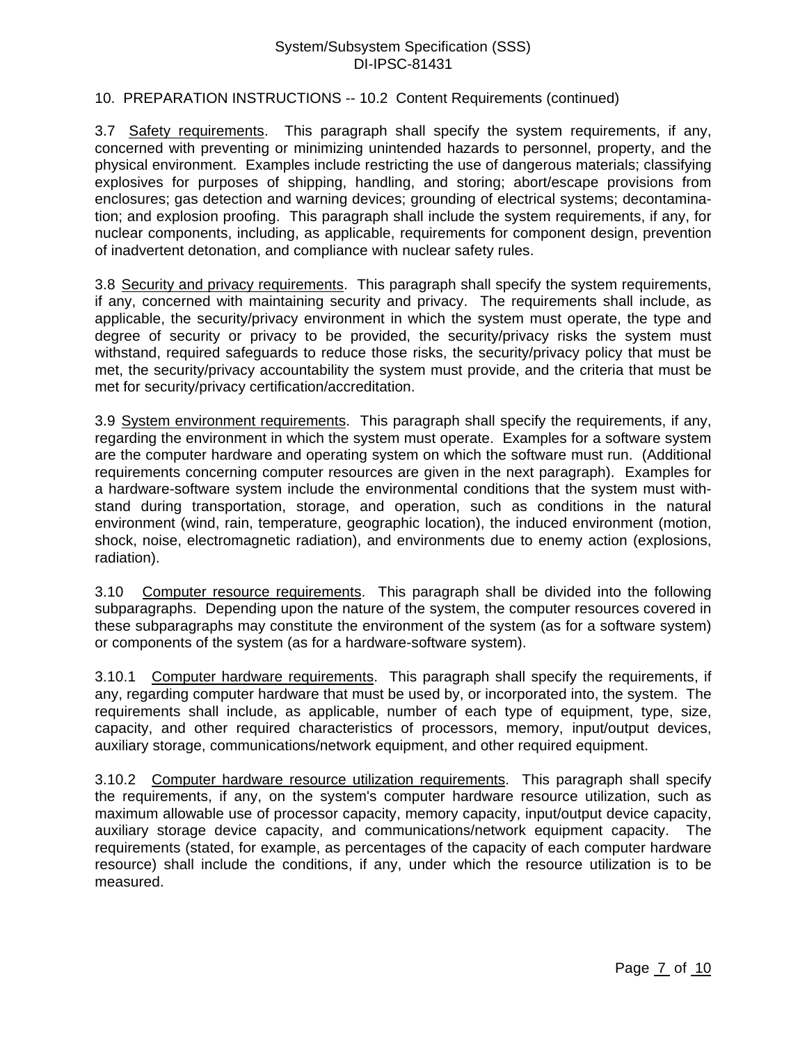10. PREPARATION INSTRUCTIONS -- 10.2 Content Requirements (continued)

3.7 Safety requirements. This paragraph shall specify the system requirements, if any, concerned with preventing or minimizing unintended hazards to personnel, property, and the physical environment. Examples include restricting the use of dangerous materials; classifying explosives for purposes of shipping, handling, and storing; abort/escape provisions from enclosures; gas detection and warning devices; grounding of electrical systems; decontamination; and explosion proofing. This paragraph shall include the system requirements, if any, for nuclear components, including, as applicable, requirements for component design, prevention of inadvertent detonation, and compliance with nuclear safety rules.

3.8 Security and privacy requirements. This paragraph shall specify the system requirements, if any, concerned with maintaining security and privacy. The requirements shall include, as applicable, the security/privacy environment in which the system must operate, the type and degree of security or privacy to be provided, the security/privacy risks the system must withstand, required safeguards to reduce those risks, the security/privacy policy that must be met, the security/privacy accountability the system must provide, and the criteria that must be met for security/privacy certification/accreditation.

3.9 System environment requirements. This paragraph shall specify the requirements, if any, regarding the environment in which the system must operate. Examples for a software system are the computer hardware and operating system on which the software must run. (Additional requirements concerning computer resources are given in the next paragraph). Examples for a hardware-software system include the environmental conditions that the system must withstand during transportation, storage, and operation, such as conditions in the natural environment (wind, rain, temperature, geographic location), the induced environment (motion, shock, noise, electromagnetic radiation), and environments due to enemy action (explosions, radiation).

3.10 Computer resource requirements. This paragraph shall be divided into the following subparagraphs. Depending upon the nature of the system, the computer resources covered in these subparagraphs may constitute the environment of the system (as for a software system) or components of the system (as for a hardware-software system).

3.10.1 Computer hardware requirements. This paragraph shall specify the requirements, if any, regarding computer hardware that must be used by, or incorporated into, the system. The requirements shall include, as applicable, number of each type of equipment, type, size, capacity, and other required characteristics of processors, memory, input/output devices, auxiliary storage, communications/network equipment, and other required equipment.

3.10.2 Computer hardware resource utilization requirements. This paragraph shall specify the requirements, if any, on the system's computer hardware resource utilization, such as maximum allowable use of processor capacity, memory capacity, input/output device capacity, auxiliary storage device capacity, and communications/network equipment capacity. The requirements (stated, for example, as percentages of the capacity of each computer hardware resource) shall include the conditions, if any, under which the resource utilization is to be measured.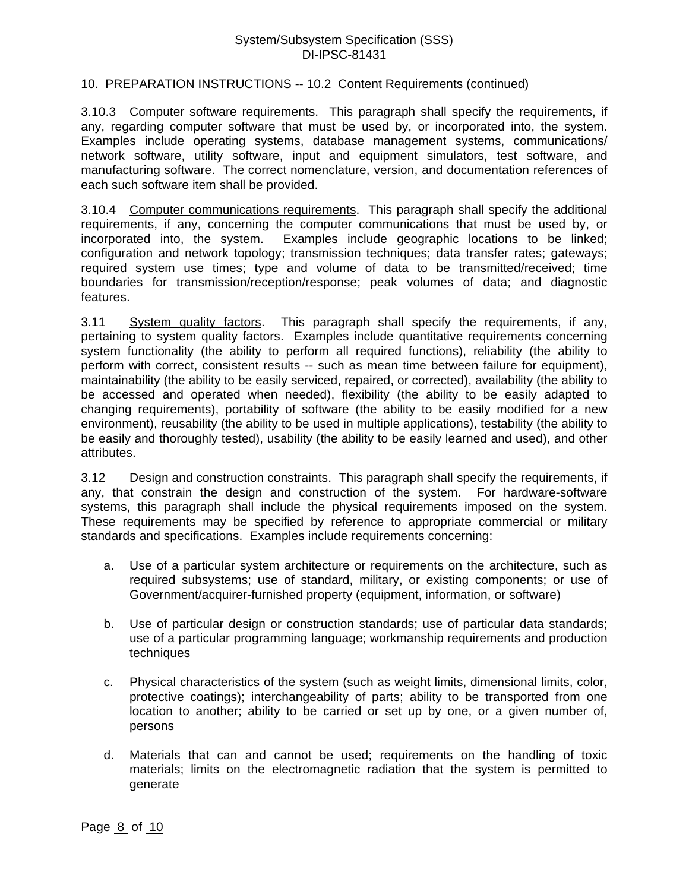10. PREPARATION INSTRUCTIONS -- 10.2 Content Requirements (continued)

3.10.3 Computer software requirements. This paragraph shall specify the requirements, if any, regarding computer software that must be used by, or incorporated into, the system. Examples include operating systems, database management systems, communications/ network software, utility software, input and equipment simulators, test software, and manufacturing software. The correct nomenclature, version, and documentation references of each such software item shall be provided.

3.10.4 Computer communications requirements. This paragraph shall specify the additional requirements, if any, concerning the computer communications that must be used by, or incorporated into, the system. Examples include geographic locations to be linked; configuration and network topology; transmission techniques; data transfer rates; gateways; required system use times; type and volume of data to be transmitted/received; time boundaries for transmission/reception/response; peak volumes of data; and diagnostic features.

3.11 System quality factors. This paragraph shall specify the requirements, if any, pertaining to system quality factors. Examples include quantitative requirements concerning system functionality (the ability to perform all required functions), reliability (the ability to perform with correct, consistent results -- such as mean time between failure for equipment), maintainability (the ability to be easily serviced, repaired, or corrected), availability (the ability to be accessed and operated when needed), flexibility (the ability to be easily adapted to changing requirements), portability of software (the ability to be easily modified for a new environment), reusability (the ability to be used in multiple applications), testability (the ability to be easily and thoroughly tested), usability (the ability to be easily learned and used), and other attributes.

3.12 Design and construction constraints. This paragraph shall specify the requirements, if any, that constrain the design and construction of the system. For hardware-software systems, this paragraph shall include the physical requirements imposed on the system. These requirements may be specified by reference to appropriate commercial or military standards and specifications. Examples include requirements concerning:

a. Use of a particular system architecture or requirements on the architecture, such as required subsystems; use of standard, military, or existing components; or use of Government/acquirer-furnished property (equipment, information, or software)

b. Use of particular design or construction standards; use of particular data standards; use of a particular programming language; workmanship requirements and production techniques

c. Physical characteristics of the system (such as weight limits, dimensional limits, color, protective coatings); interchangeability of parts; ability to be transported from one location to another; ability to be carried or set up by one, or a given number of, persons

d. Materials that can and cannot be used; requirements on the handling of toxic materials; limits on the electromagnetic radiation that the system is permitted to generate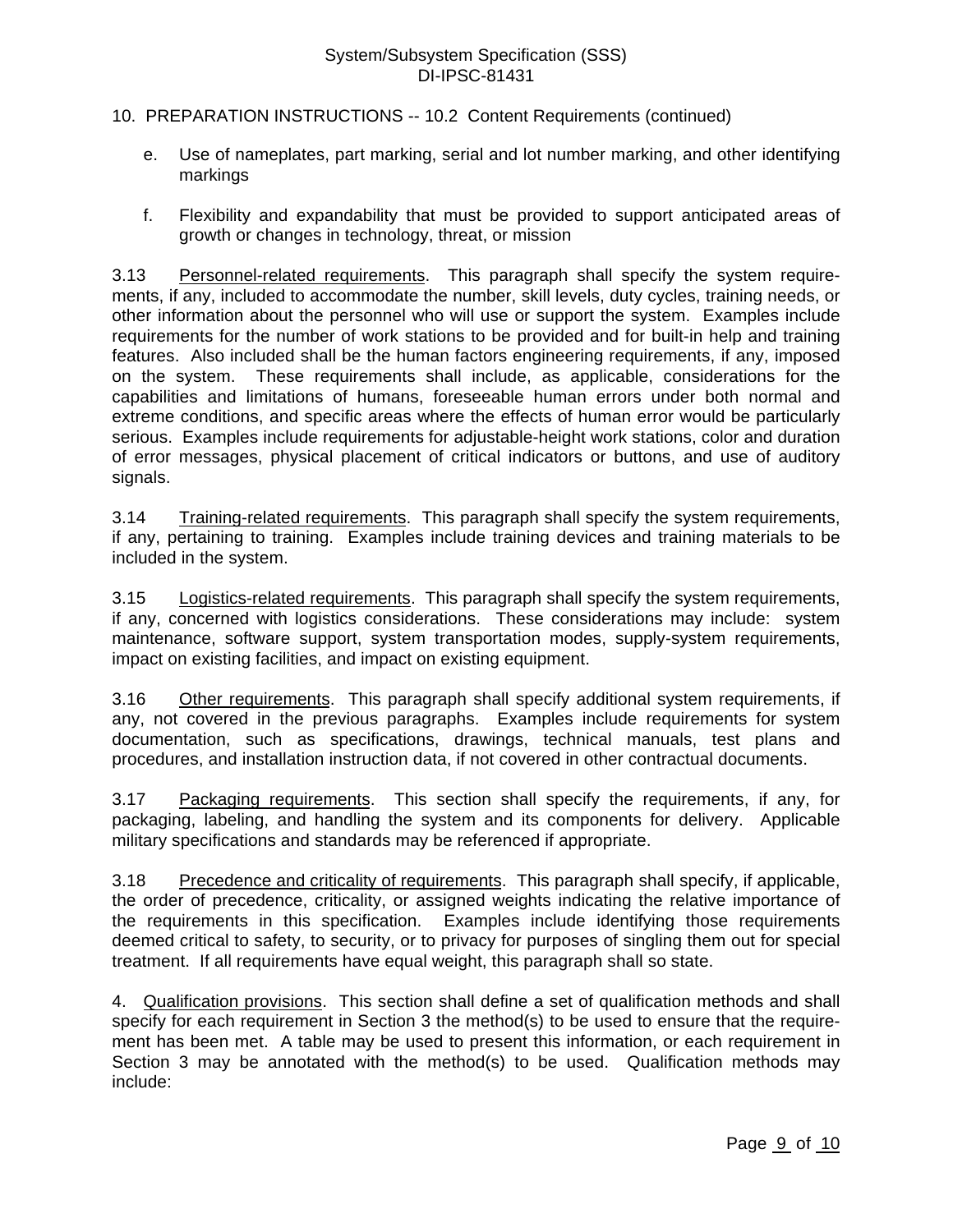10. PREPARATION INSTRUCTIONS -- 10.2 Content Requirements (continued)

e. Use of nameplates, part marking, serial and lot number marking, and other identifying markings

f. Flexibility and expandability that must be provided to support anticipated areas of growth or changes in technology, threat, or mission

3.13 Personnel-related requirements. This paragraph shall specify the system requirements, if any, included to accommodate the number, skill levels, duty cycles, training needs, or other information about the personnel who will use or support the system. Examples include requirements for the number of work stations to be provided and for built-in help and training features. Also included shall be the human factors engineering requirements, if any, imposed on the system. These requirements shall include, as applicable, considerations for the capabilities and limitations of humans, foreseeable human errors under both normal and extreme conditions, and specific areas where the effects of human error would be particularly serious. Examples include requirements for adjustable-height work stations, color and duration of error messages, physical placement of critical indicators or buttons, and use of auditory signals.

3.14 Training-related requirements. This paragraph shall specify the system requirements, if any, pertaining to training. Examples include training devices and training materials to be included in the system.

3.15 Logistics-related requirements. This paragraph shall specify the system requirements, if any, concerned with logistics considerations. These considerations may include: system maintenance, software support, system transportation modes, supply-system requirements, impact on existing facilities, and impact on existing equipment.

3.16 Other requirements. This paragraph shall specify additional system requirements, if any, not covered in the previous paragraphs. Examples include requirements for system documentation, such as specifications, drawings, technical manuals, test plans and procedures, and installation instruction data, if not covered in other contractual documents.

3.17 Packaging requirements. This section shall specify the requirements, if any, for packaging, labeling, and handling the system and its components for delivery. Applicable military specifications and standards may be referenced if appropriate.

3.18 Precedence and criticality of requirements. This paragraph shall specify, if applicable, the order of precedence, criticality, or assigned weights indicating the relative importance of the requirements in this specification. Examples include identifying those requirements deemed critical to safety, to security, or to privacy for purposes of singling them out for special treatment. If all requirements have equal weight, this paragraph shall so state.

4. Qualification provisions. This section shall define a set of qualification methods and shall specify for each requirement in Section 3 the method(s) to be used to ensure that the requirement has been met. A table may be used to present this information, or each requirement in Section 3 may be annotated with the method(s) to be used. Qualification methods may include: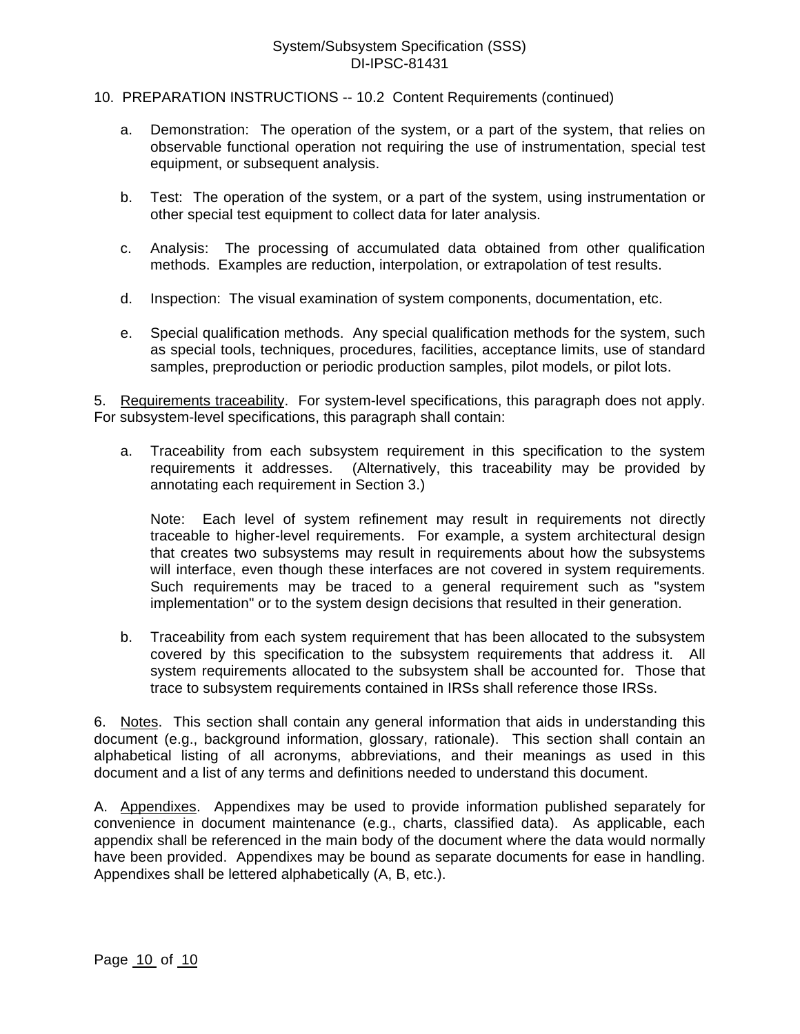10. PREPARATION INSTRUCTIONS -- 10.2 Content Requirements (continued)

a. Demonstration: The operation of the system, or a part of the system, that relies on observable functional operation not requiring the use of instrumentation, special test equipment, or subsequent analysis.

b. Test: The operation of the system, or a part of the system, using instrumentation or other special test equipment to collect data for later analysis.

c. Analysis: The processing of accumulated data obtained from other qualification methods. Examples are reduction, interpolation, or extrapolation of test results.

d. Inspection: The visual examination of system components, documentation, etc.

e. Special qualification methods. Any special qualification methods for the system, such as special tools, techniques, procedures, facilities, acceptance limits, use of standard samples, preproduction or periodic production samples, pilot models, or pilot lots.

5. Requirements traceability. For system-level specifications, this paragraph does not apply. For subsystem-level specifications, this paragraph shall contain:

a. Traceability from each subsystem requirement in this specification to the system requirements it addresses. (Alternatively, this traceability may be provided by annotating each requirement in Section 3.)

   Note: Each level of system refinement may result in requirements not directly traceable to higher-level requirements. For example, a system architectural design that creates two subsystems may result in requirements about how the subsystems will interface, even though these interfaces are not covered in system requirements. Such requirements may be traced to a general requirement such as "system implementation" or to the system design decisions that resulted in their generation.

b. Traceability from each system requirement that has been allocated to the subsystem covered by this specification to the subsystem requirements that address it. All system requirements allocated to the subsystem shall be accounted for. Those that trace to subsystem requirements contained in IRSs shall reference those IRSs.

6. Notes. This section shall contain any general information that aids in understanding this document (e.g., background information, glossary, rationale). This section shall contain an alphabetical listing of all acronyms, abbreviations, and their meanings as used in this document and a list of any terms and definitions needed to understand this document.

A. Appendixes. Appendixes may be used to provide information published separately for convenience in document maintenance (e.g., charts, classified data). As applicable, each appendix shall be referenced in the main body of the document where the data would normally have been provided. Appendixes may be bound as separate documents for ease in handling. Appendixes shall be lettered alphabetically (A, B, etc.).